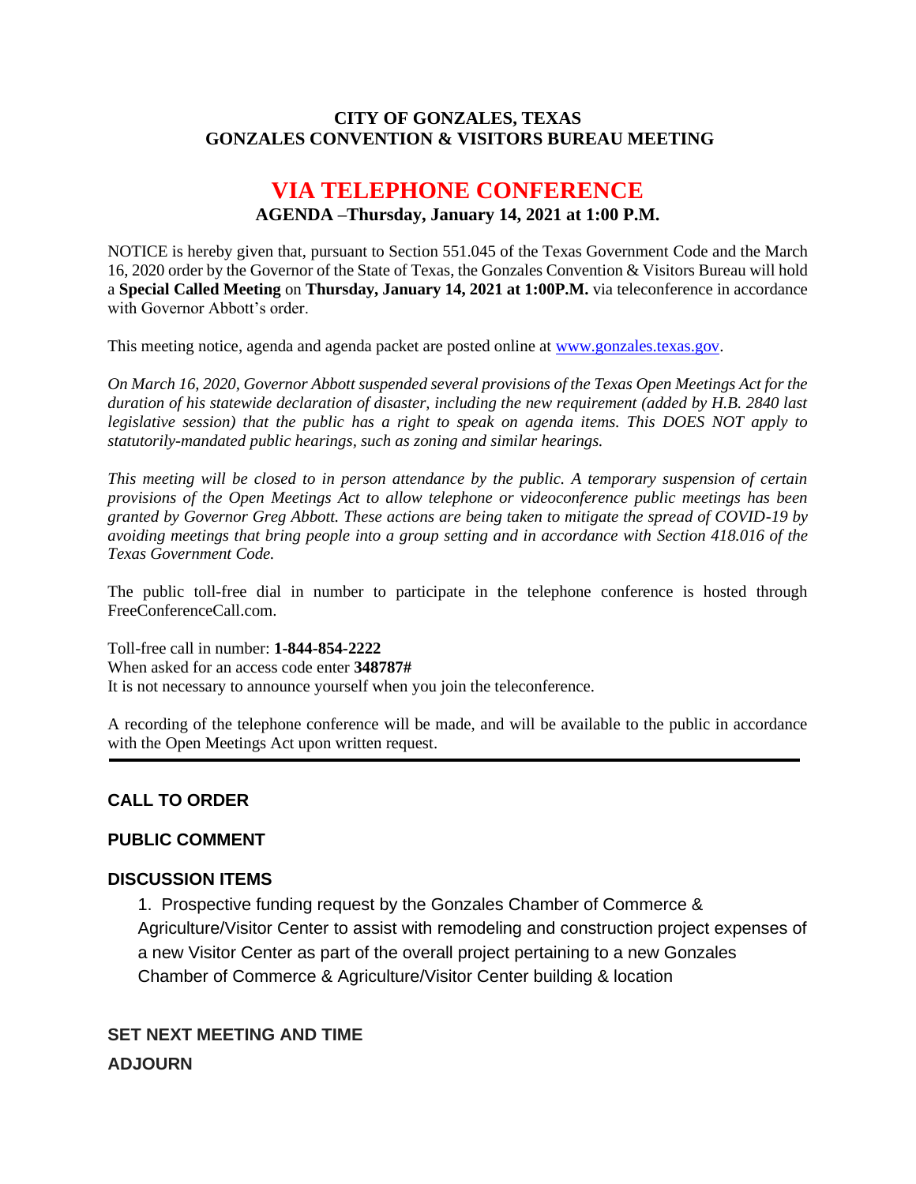# CITY OF GONZALES, TEXAS
# GONZALES CONVENTION & VISITORS BUREAU MEETING

## VIA TELEPHONE CONFERENCE

### AGENDA –Thursday, January 14, 2021 at 1:00 P.M.

NOTICE is hereby given that, pursuant to Section 551.045 of the Texas Government Code and the March 16, 2020 order by the Governor of the State of Texas, the Gonzales Convention & Visitors Bureau will hold a **Special Called Meeting** on **Thursday, January 14, 2021 at 1:00P.M.** via teleconference in accordance with Governor Abbott's order.

This meeting notice, agenda and agenda packet are posted online at www.gonzales.texas.gov.

*On March 16, 2020, Governor Abbott suspended several provisions of the Texas Open Meetings Act for the duration of his statewide declaration of disaster, including the new requirement (added by H.B. 2840 last legislative session) that the public has a right to speak on agenda items. This DOES NOT apply to statutorily-mandated public hearings, such as zoning and similar hearings.*

*This meeting will be closed to in person attendance by the public. A temporary suspension of certain provisions of the Open Meetings Act to allow telephone or videoconference public meetings has been granted by Governor Greg Abbott. These actions are being taken to mitigate the spread of COVID-19 by avoiding meetings that bring people into a group setting and in accordance with Section 418.016 of the Texas Government Code.*

The public toll-free dial in number to participate in the telephone conference is hosted through FreeConferenceCall.com.

Toll-free call in number: **1-844-854-2222**
When asked for an access code enter **348787#**
It is not necessary to announce yourself when you join the teleconference.

A recording of the telephone conference will be made, and will be available to the public in accordance with the Open Meetings Act upon written request.

---

**CALL TO ORDER**

**PUBLIC COMMENT**

**DISCUSSION ITEMS**

1. Prospective funding request by the Gonzales Chamber of Commerce & Agriculture/Visitor Center to assist with remodeling and construction project expenses of a new Visitor Center as part of the overall project pertaining to a new Gonzales Chamber of Commerce & Agriculture/Visitor Center building & location

**SET NEXT MEETING AND TIME**

**ADJOURN**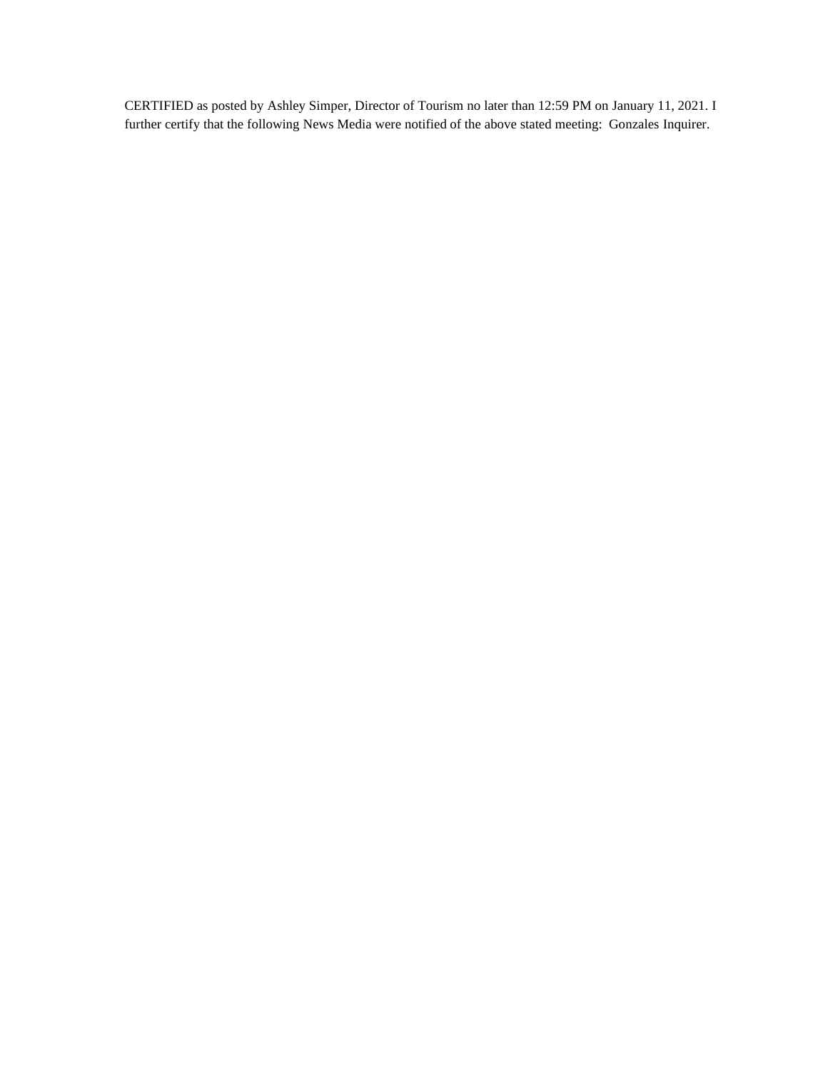CERTIFIED as posted by Ashley Simper, Director of Tourism no later than 12:59 PM on January 11, 2021. I further certify that the following News Media were notified of the above stated meeting: Gonzales Inquirer.